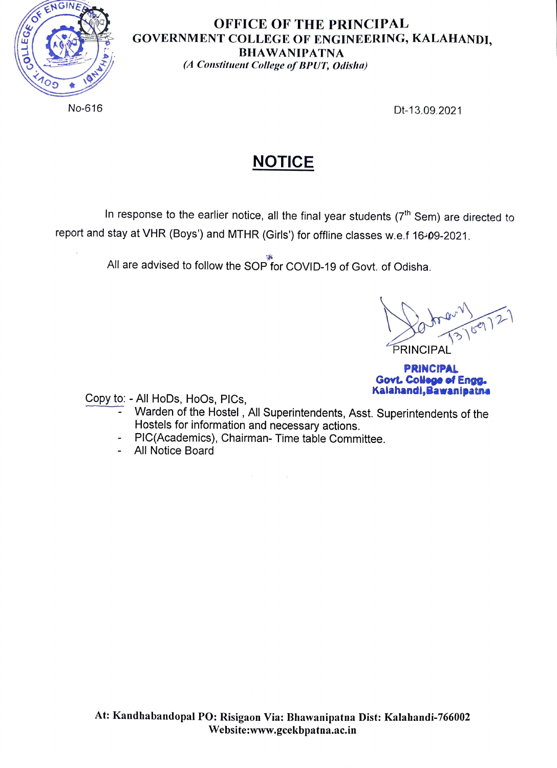**OFFICE OF THE PRINCIPAL**
**GOVERNMENT COLLEGE OF ENGINEERING, KALAHANDI, BHAWANIPATNA**
*(A Constituent College of BPUT, Odisha)*

No-616 Dt-13.09.2021

# NOTICE

In response to the earlier notice, all the final year students (7th Sem) are directed to report and stay at VHR (Boys') and MTHR (Girls') for offline classes w.e.f 16-09-2021.

All are advised to follow the SOP for COVID-19 of Govt. of Odisha.

13/09/21
PRINCIPAL

**PRINCIPAL**
**Govt. College of Engg.**
**Kalahandi,Bawanipatna**

Copy to: - All HoDs, HoOs, PICs,

- Warden of the Hostel , All Superintendents, Asst. Superintendents of the Hostels for information and necessary actions.
- PIC(Academics), Chairman- Time table Committee.
- All Notice Board

At: Kandhabandopal PO: Risigaon Via: Bhawanipatna Dist: Kalahandi-766002
Website:www.gcekbpatna.ac.in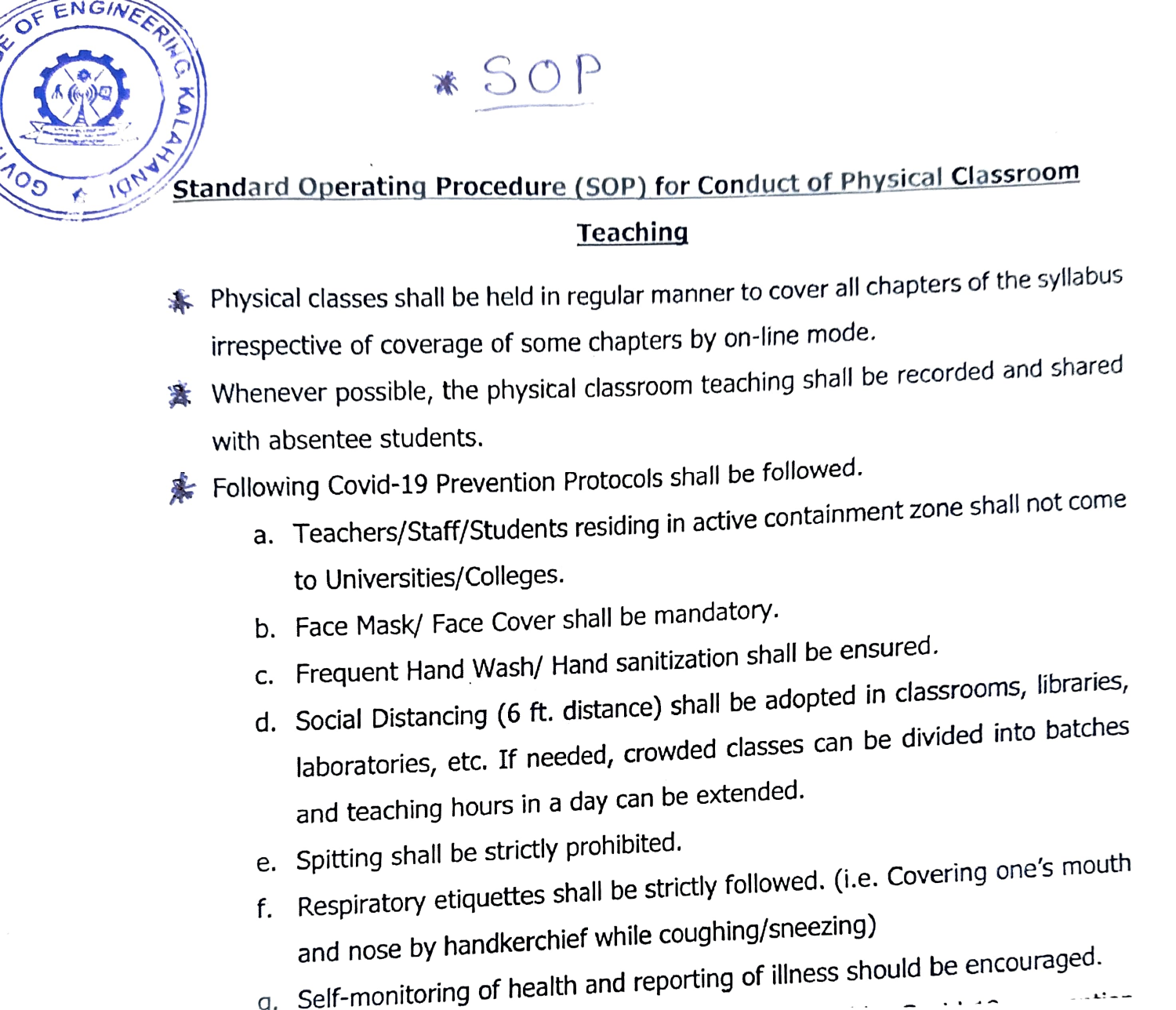\* SOP

## Standard Operating Procedure (SOP) for Conduct of Physical Classroom Teaching

- Physical classes shall be held in regular manner to cover all chapters of the syllabus irrespective of coverage of some chapters by on-line mode.
- Whenever possible, the physical classroom teaching shall be recorded and shared with absentee students.
- Following Covid-19 Prevention Protocols shall be followed.
  a. Teachers/Staff/Students residing in active containment zone shall not come to Universities/Colleges.
  b. Face Mask/ Face Cover shall be mandatory.
  c. Frequent Hand Wash/ Hand sanitization shall be ensured.
  d. Social Distancing (6 ft. distance) shall be adopted in classrooms, libraries, laboratories, etc. If needed, crowded classes can be divided into batches and teaching hours in a day can be extended.
  e. Spitting shall be strictly prohibited.
  f. Respiratory etiquettes shall be strictly followed. (i.e. Covering one's mouth and nose by handkerchief while coughing/sneezing)
  g. Self-monitoring of health and reporting of illness should be encouraged.